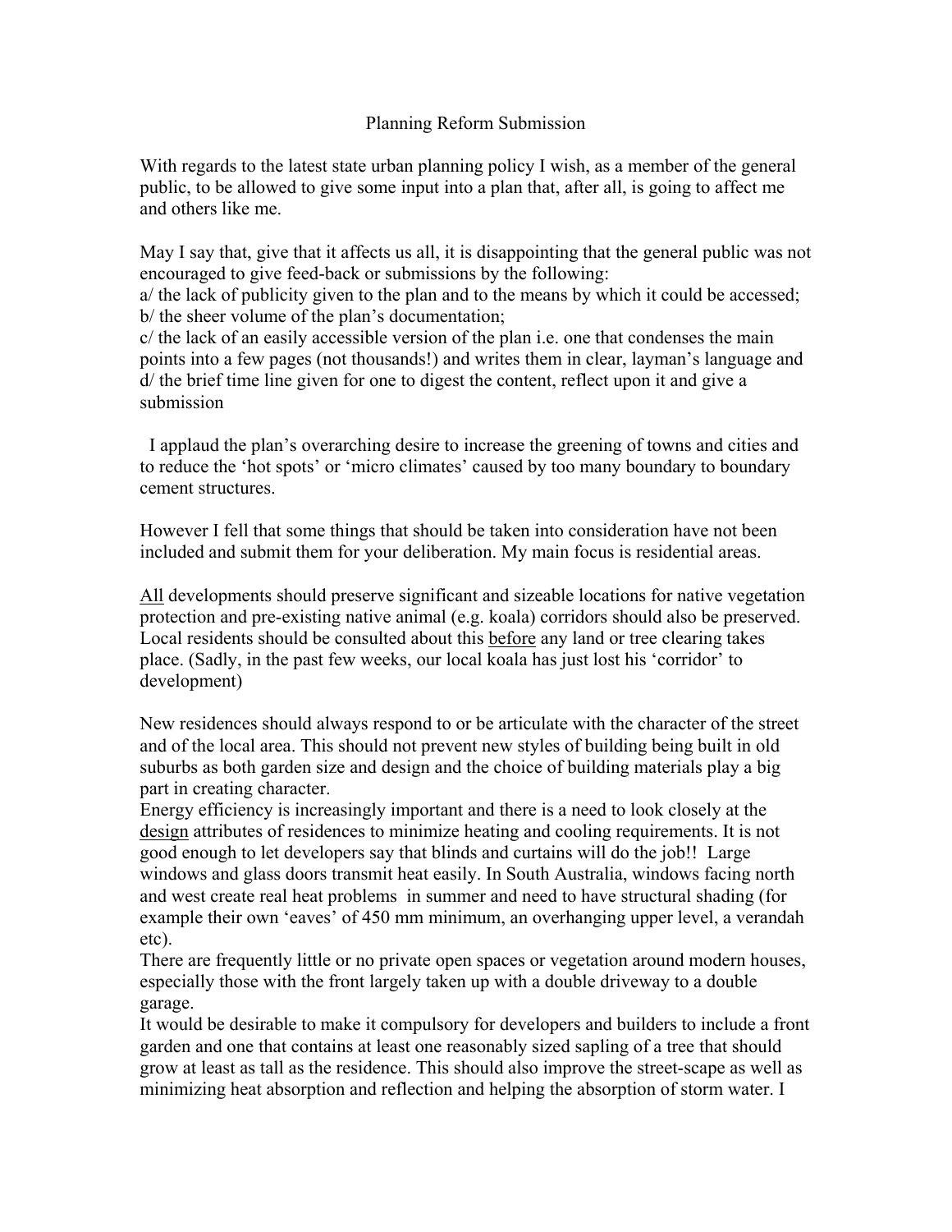# Planning Reform Submission

With regards to the latest state urban planning policy I wish, as a member of the general public, to be allowed to give some input into a plan that, after all, is going to affect me and others like me.

May I say that, give that it affects us all, it is disappointing that the general public was not encouraged to give feed-back or submissions by the following:
a/ the lack of publicity given to the plan and to the means by which it could be accessed;
b/ the sheer volume of the plan's documentation;
c/ the lack of an easily accessible version of the plan i.e. one that condenses the main points into a few pages (not thousands!) and writes them in clear, layman's language and
d/ the brief time line given for one to digest the content, reflect upon it and give a submission

I applaud the plan's overarching desire to increase the greening of towns and cities and to reduce the 'hot spots' or 'micro climates' caused by too many boundary to boundary cement structures.

However I fell that some things that should be taken into consideration have not been included and submit them for your deliberation. My main focus is residential areas.

<u>All</u> developments should preserve significant and sizeable locations for native vegetation protection and pre-existing native animal (e.g. koala) corridors should also be preserved. Local residents should be consulted about this <u>before</u> any land or tree clearing takes place. (Sadly, in the past few weeks, our local koala has just lost his 'corridor' to development)

New residences should always respond to or be articulate with the character of the street and of the local area. This should not prevent new styles of building being built in old suburbs as both garden size and design and the choice of building materials play a big part in creating character.
Energy efficiency is increasingly important and there is a need to look closely at the <u>design</u> attributes of residences to minimize heating and cooling requirements. It is not good enough to let developers say that blinds and curtains will do the job!! Large windows and glass doors transmit heat easily. In South Australia, windows facing north and west create real heat problems in summer and need to have structural shading (for example their own 'eaves' of 450 mm minimum, an overhanging upper level, a verandah etc).
There are frequently little or no private open spaces or vegetation around modern houses, especially those with the front largely taken up with a double driveway to a double garage.
It would be desirable to make it compulsory for developers and builders to include a front garden and one that contains at least one reasonably sized sapling of a tree that should grow at least as tall as the residence. This should also improve the street-scape as well as minimizing heat absorption and reflection and helping the absorption of storm water. I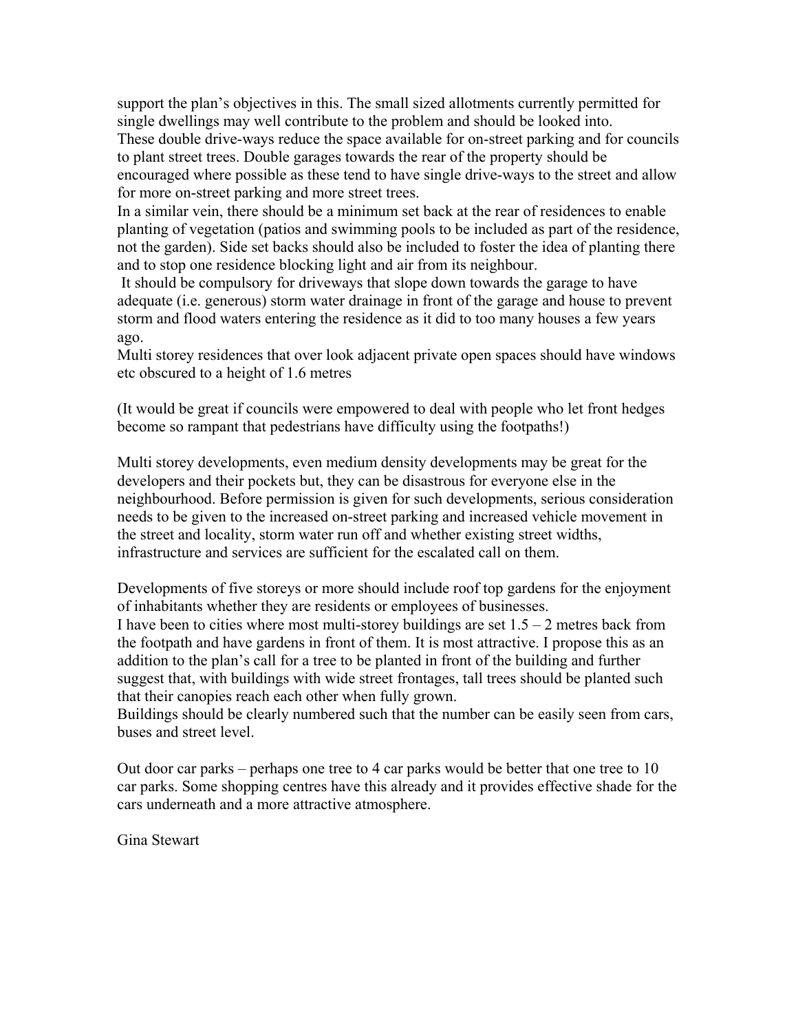support the plan's objectives in this. The small sized allotments currently permitted for single dwellings may well contribute to the problem and should be looked into.
These double drive-ways reduce the space available for on-street parking and for councils to plant street trees. Double garages towards the rear of the property should be encouraged where possible as these tend to have single drive-ways to the street and allow for more on-street parking and more street trees.
In a similar vein, there should be a minimum set back at the rear of residences to enable planting of vegetation (patios and swimming pools to be included as part of the residence, not the garden). Side set backs should also be included to foster the idea of planting there and to stop one residence blocking light and air from its neighbour.
It should be compulsory for driveways that slope down towards the garage to have adequate (i.e. generous) storm water drainage in front of the garage and house to prevent storm and flood waters entering the residence as it did to too many houses a few years ago.
Multi storey residences that over look adjacent private open spaces should have windows etc obscured to a height of 1.6 metres

(It would be great if councils were empowered to deal with people who let front hedges become so rampant that pedestrians have difficulty using the footpaths!)

Multi storey developments, even medium density developments may be great for the developers and their pockets but, they can be disastrous for everyone else in the neighbourhood. Before permission is given for such developments, serious consideration needs to be given to the increased on-street parking and increased vehicle movement in the street and locality, storm water run off and whether existing street widths, infrastructure and services are sufficient for the escalated call on them.

Developments of five storeys or more should include roof top gardens for the enjoyment of inhabitants whether they are residents or employees of businesses.
I have been to cities where most multi-storey buildings are set 1.5 – 2 metres back from the footpath and have gardens in front of them. It is most attractive. I propose this as an addition to the plan's call for a tree to be planted in front of the building and further suggest that, with buildings with wide street frontages, tall trees should be planted such that their canopies reach each other when fully grown.
Buildings should be clearly numbered such that the number can be easily seen from cars, buses and street level.

Out door car parks – perhaps one tree to 4 car parks would be better that one tree to 10 car parks. Some shopping centres have this already and it provides effective shade for the cars underneath and a more attractive atmosphere.

Gina Stewart